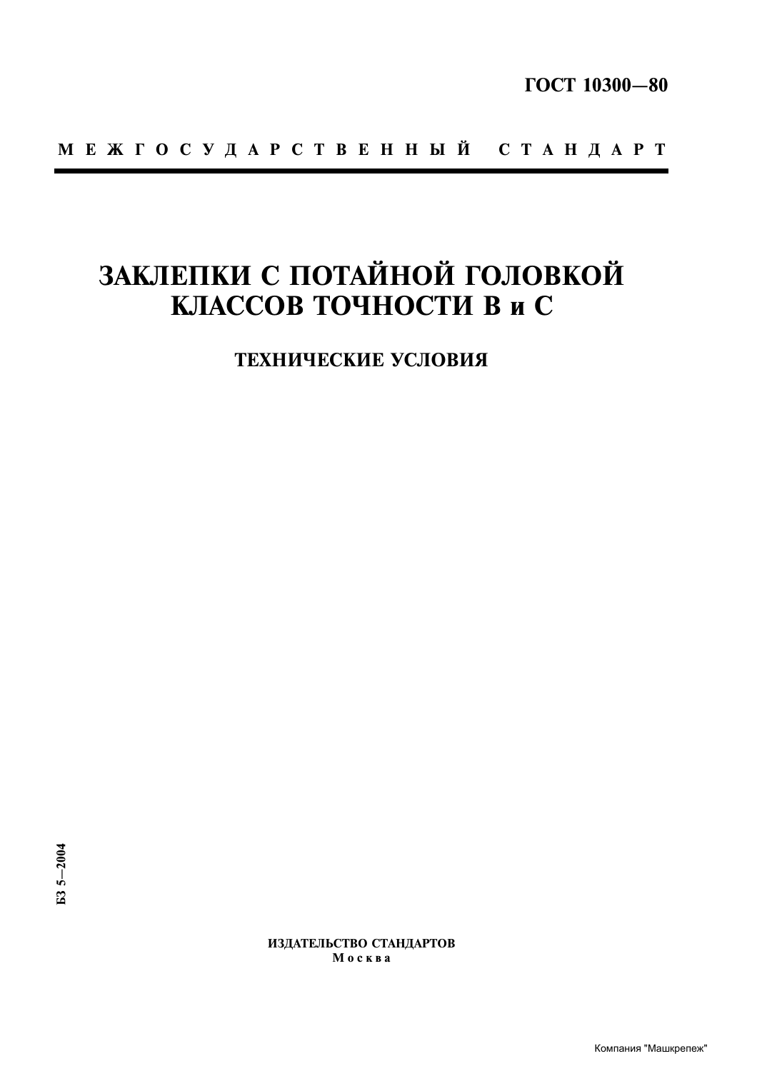**ГОСТ 10300—80**

М Е Ж Г О С У Д А Р С Т В Е Н Н Ы Й   С Т А Н Д А Р Т

# ЗАКЛЕПКИ С ПОТАЙНОЙ ГОЛОВКОЙ КЛАССОВ ТОЧНОСТИ В и С

## ТЕХНИЧЕСКИЕ УСЛОВИЯ

БЗ 5—2004

ИЗДАТЕЛЬСТВО СТАНДАРТОВ
М о с к в а

Компания "Машкрепеж"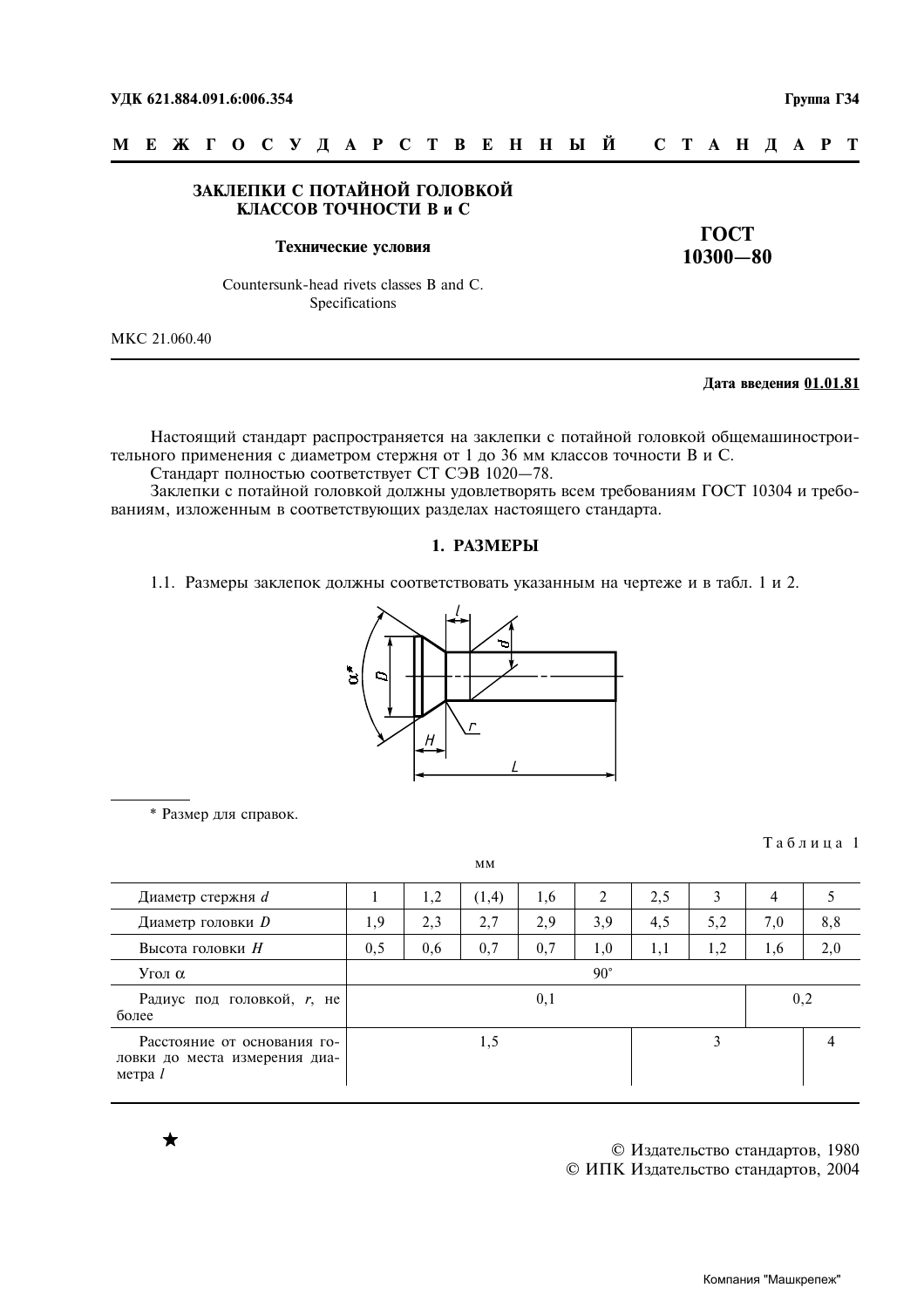УДК 621.884.091.6:006.354

Группа Г34

**М Е Ж Г О С У Д А Р С Т В Е Н Н Ы Й   С Т А Н Д А Р Т**

## ЗАКЛЕПКИ С ПОТАЙНОЙ ГОЛОВКОЙ КЛАССОВ ТОЧНОСТИ В и С

**Технические условия**

Countersunk-head rivets classes B and C. Specifications

**ГОСТ 10300—80**

МКС 21.060.40

**Дата введения 01.01.81**

Настоящий стандарт распространяется на заклепки с потайной головкой общемашиностроительного применения с диаметром стержня от 1 до 36 мм классов точности В и С.

Стандарт полностью соответствует СТ СЭВ 1020—78.

Заклепки с потайной головкой должны удовлетворять всем требованиям ГОСТ 10304 и требованиям, изложенным в соответствующих разделах настоящего стандарта.

### 1. РАЗМЕРЫ

1.1. Размеры заклепок должны соответствовать указанным на чертеже и в табл. 1 и 2.

\* Размер для справок.

Таблица 1

мм

| Диаметр стержня $d$ | 1 | 1,2 | (1,4) | 1,6 | 2 | 2,5 | 3 | 4 | 5 |
|---|---|---|---|---|---|---|---|---|---|
| Диаметр головки $D$ | 1,9 | 2,3 | 2,7 | 2,9 | 3,9 | 4,5 | 5,2 | 7,0 | 8,8 |
| Высота головки $H$ | 0,5 | 0,6 | 0,7 | 0,7 | 1,0 | 1,1 | 1,2 | 1,6 | 2,0 |
| Угол $\alpha$ | 90° | | | | | | | | |
| Радиус под головкой, $r$, не более | 0,1 | | | | | | | 0,2 | |
| Расстояние от основания головки до места измерения диаметра $l$ | 1,5 | | | | | 3 | | | 4 |

★

© Издательство стандартов, 1980
© ИПК Издательство стандартов, 2004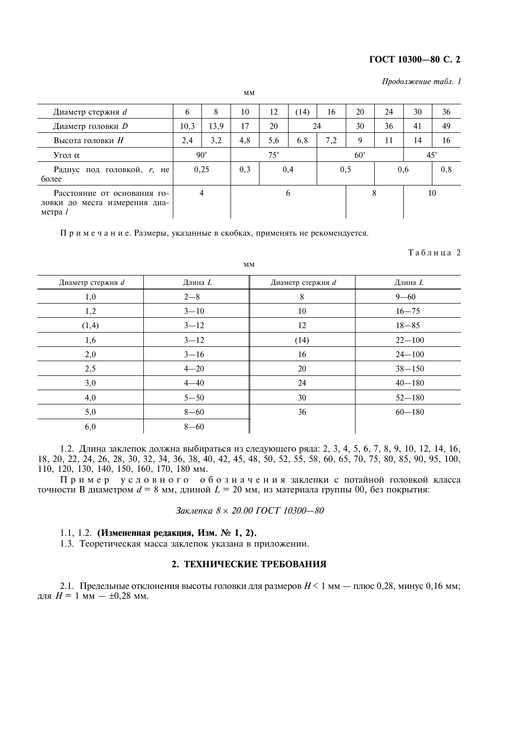*Продолжение табл. 1*

мм

| Диаметр стержня $d$ | 6 | 8 | 10 | 12 | (14) | 16 | 20 | 24 | 30 | 36 |
|---|---|---|---|---|---|---|---|---|---|---|
| Диаметр головки $D$ | 10,3 | 13,9 | 17 | 20 | 24 | | 30 | 36 | 41 | 49 |
| Высота головки $H$ | 2,4 | 3,2 | 4,8 | 5,6 | 6,8 | 7,2 | 9 | 11 | 14 | 16 |
| Угол $\alpha$ | 90° | | 75° | | | 60° | | | 45° | |
| Радиус под головкой, $r$, не более | 0,25 | | 0,3 | 0,4 | | 0,5 | | 0,6 | | 0,8 |
| Расстояние от основания головки до места измерения диаметра $l$ | 4 | | 6 | | | | 8 | | 10 | |

П р и м е ч а н и е. Размеры, указанные в скобках, применять не рекомендуется.

Т а б л и ц а 2

мм

| Диаметр стержня $d$ | Длина $L$ | Диаметр стержня $d$ | Длина $L$ |
|---|---|---|---|
| 1,0 | 2—8 | 8 | 9—60 |
| 1,2 | 3—10 | 10 | 16—75 |
| (1,4) | 3—12 | 12 | 18—85 |
| 1,6 | 3—12 | (14) | 22—100 |
| 2,0 | 3—16 | 16 | 24—100 |
| 2,5 | 4—20 | 20 | 38—150 |
| 3,0 | 4—40 | 24 | 40—180 |
| 4,0 | 5—50 | 30 | 52—180 |
| 5,0 | 8—60 | 36 | 60—180 |
| 6,0 | 8—60 | | |

1.2. Длина заклепок должна выбираться из следующего ряда: 2, 3, 4, 5, 6, 7, 8, 9, 10, 12, 14, 16, 18, 20, 22, 24, 26, 28, 30, 32, 34, 36, 38, 40, 42, 45, 48, 50, 52, 55, 58, 60, 65, 70, 75, 80, 85, 90, 95, 100, 110, 120, 130, 140, 150, 160, 170, 180 мм.

П р и м е р у с л о в н о г о о б о з н а ч е н и я заклепки с потайной головкой класса точности В диаметром $d$ = 8 мм, длиной $L$ = 20 мм, из материала группы 00, без покрытия:

*Заклепка 8 × 20.00 ГОСТ 10300—80*

1.1, 1.2. **(Измененная редакция, Изм. № 1, 2).**

1.3. Теоретическая масса заклепок указана в приложении.

## 2. ТЕХНИЧЕСКИЕ ТРЕБОВАНИЯ

2.1. Предельные отклонения высоты головки для размеров $H$ < 1 мм — плюс 0,28, минус 0,16 мм; для $H$ = 1 мм — ±0,28 мм.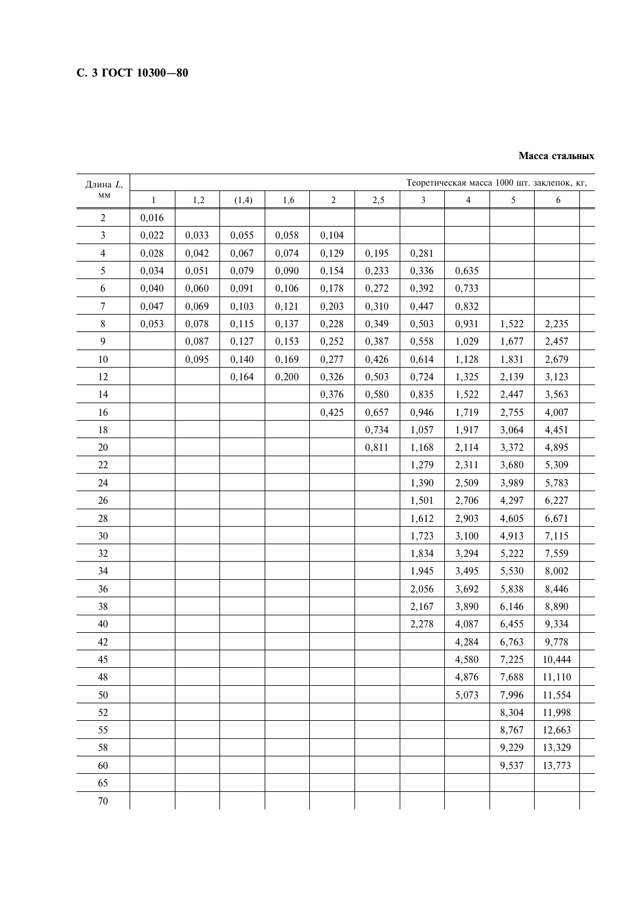**Масса стальных**

| Длина $L$, мм | Теоретическая масса 1000 шт. заклепок, кг, | | | | | | | | | | |
|---|---|---|---|---|---|---|---|---|---|---|---|
| | 1 | 1,2 | (1,4) | 1,6 | 2 | 2,5 | 3 | 4 | 5 | 6 | |
| 2 | 0,016 | | | | | | | | | | |
| 3 | 0,022 | 0,033 | 0,055 | 0,058 | 0,104 | | | | | | |
| 4 | 0,028 | 0,042 | 0,067 | 0,074 | 0,129 | 0,195 | 0,281 | | | | |
| 5 | 0,034 | 0,051 | 0,079 | 0,090 | 0,154 | 0,233 | 0,336 | 0,635 | | | |
| 6 | 0,040 | 0,060 | 0,091 | 0,106 | 0,178 | 0,272 | 0,392 | 0,733 | | | |
| 7 | 0,047 | 0,069 | 0,103 | 0,121 | 0,203 | 0,310 | 0,447 | 0,832 | | | |
| 8 | 0,053 | 0,078 | 0,115 | 0,137 | 0,228 | 0,349 | 0,503 | 0,931 | 1,522 | 2,235 | |
| 9 | | 0,087 | 0,127 | 0,153 | 0,252 | 0,387 | 0,558 | 1,029 | 1,677 | 2,457 | |
| 10 | | 0,095 | 0,140 | 0,169 | 0,277 | 0,426 | 0,614 | 1,128 | 1,831 | 2,679 | |
| 12 | | | 0,164 | 0,200 | 0,326 | 0,503 | 0,724 | 1,325 | 2,139 | 3,123 | |
| 14 | | | | | 0,376 | 0,580 | 0,835 | 1,522 | 2,447 | 3,563 | |
| 16 | | | | | 0,425 | 0,657 | 0,946 | 1,719 | 2,755 | 4,007 | |
| 18 | | | | | | 0,734 | 1,057 | 1,917 | 3,064 | 4,451 | |
| 20 | | | | | | 0,811 | 1,168 | 2,114 | 3,372 | 4,895 | |
| 22 | | | | | | | 1,279 | 2,311 | 3,680 | 5,309 | |
| 24 | | | | | | | 1,390 | 2,509 | 3,989 | 5,783 | |
| 26 | | | | | | | 1,501 | 2,706 | 4,297 | 6,227 | |
| 28 | | | | | | | 1,612 | 2,903 | 4,605 | 6,671 | |
| 30 | | | | | | | 1,723 | 3,100 | 4,913 | 7,115 | |
| 32 | | | | | | | 1,834 | 3,294 | 5,222 | 7,559 | |
| 34 | | | | | | | 1,945 | 3,495 | 5,530 | 8,002 | |
| 36 | | | | | | | 2,056 | 3,692 | 5,838 | 8,446 | |
| 38 | | | | | | | 2,167 | 3,890 | 6,146 | 8,890 | |
| 40 | | | | | | | 2,278 | 4,087 | 6,455 | 9,334 | |
| 42 | | | | | | | | 4,284 | 6,763 | 9,778 | |
| 45 | | | | | | | | 4,580 | 7,225 | 10,444 | |
| 48 | | | | | | | | 4,876 | 7,688 | 11,110 | |
| 50 | | | | | | | | 5,073 | 7,996 | 11,554 | |
| 52 | | | | | | | | | 8,304 | 11,998 | |
| 55 | | | | | | | | | 8,767 | 12,663 | |
| 58 | | | | | | | | | 9,229 | 13,329 | |
| 60 | | | | | | | | | 9,537 | 13,773 | |
| 65 | | | | | | | | | | | |
| 70 | | | | | | | | | | | |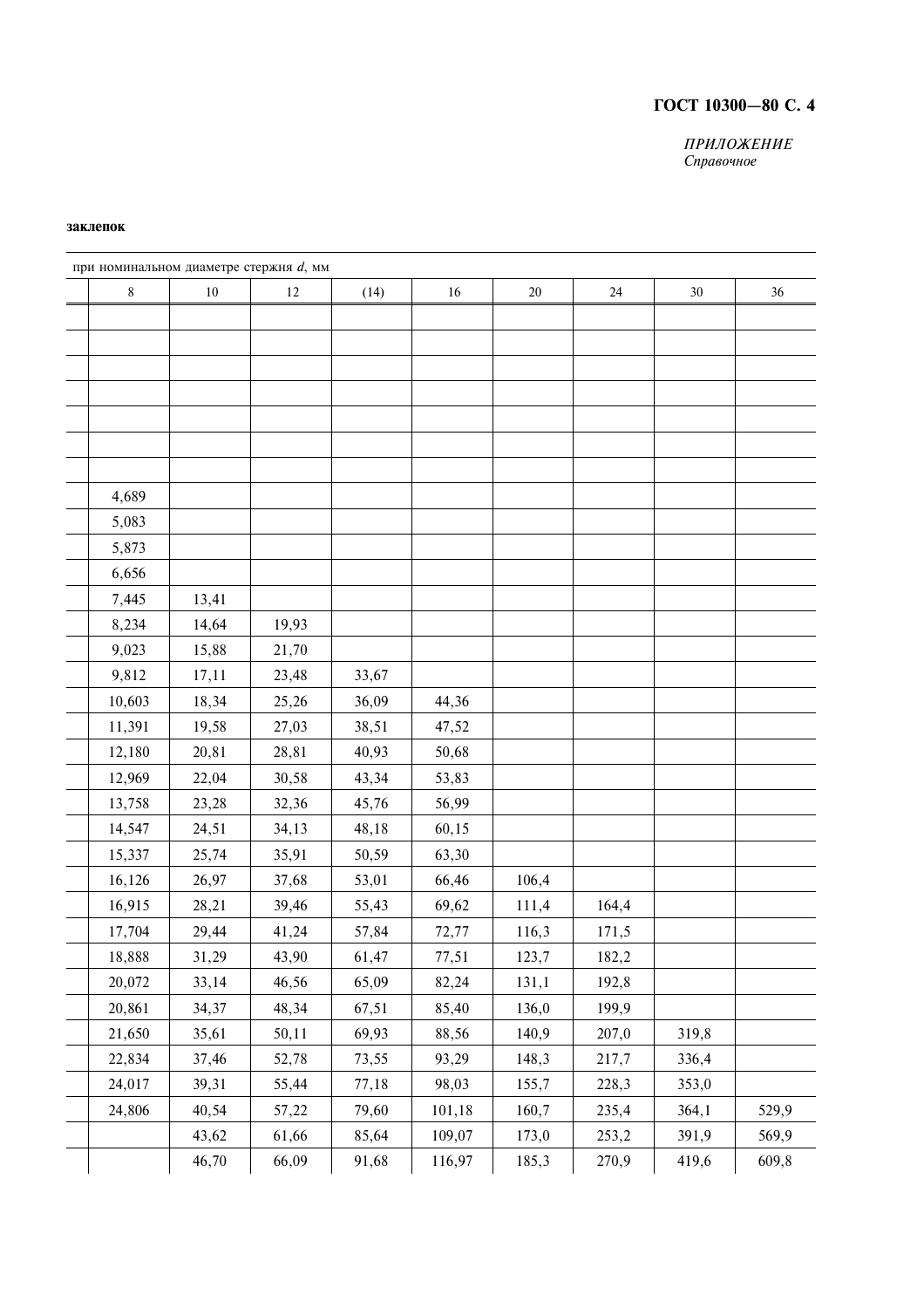*ПРИЛОЖЕНИЕ*
*Справочное*

**заклепок**

| при номинальном диаметре стержня $d$, мм | | | | | | | | | |
|---|---|---|---|---|---|---|---|---|---|
| | 8 | 10 | 12 | (14) | 16 | 20 | 24 | 30 | 36 |
| | | | | | | | | | |
| | | | | | | | | | |
| | | | | | | | | | |
| | | | | | | | | | |
| | | | | | | | | | |
| | | | | | | | | | |
| | | | | | | | | | |
| | 4,689 | | | | | | | | |
| | 5,083 | | | | | | | | |
| | 5,873 | | | | | | | | |
| | 6,656 | | | | | | | | |
| | 7,445 | 13,41 | | | | | | | |
| | 8,234 | 14,64 | 19,93 | | | | | | |
| | 9,023 | 15,88 | 21,70 | | | | | | |
| | 9,812 | 17,11 | 23,48 | 33,67 | | | | | |
| | 10,603 | 18,34 | 25,26 | 36,09 | 44,36 | | | | |
| | 11,391 | 19,58 | 27,03 | 38,51 | 47,52 | | | | |
| | 12,180 | 20,81 | 28,81 | 40,93 | 50,68 | | | | |
| | 12,969 | 22,04 | 30,58 | 43,34 | 53,83 | | | | |
| | 13,758 | 23,28 | 32,36 | 45,76 | 56,99 | | | | |
| | 14,547 | 24,51 | 34,13 | 48,18 | 60,15 | | | | |
| | 15,337 | 25,74 | 35,91 | 50,59 | 63,30 | | | | |
| | 16,126 | 26,97 | 37,68 | 53,01 | 66,46 | 106,4 | | | |
| | 16,915 | 28,21 | 39,46 | 55,43 | 69,62 | 111,4 | 164,4 | | |
| | 17,704 | 29,44 | 41,24 | 57,84 | 72,77 | 116,3 | 171,5 | | |
| | 18,888 | 31,29 | 43,90 | 61,47 | 77,51 | 123,7 | 182,2 | | |
| | 20,072 | 33,14 | 46,56 | 65,09 | 82,24 | 131,1 | 192,8 | | |
| | 20,861 | 34,37 | 48,34 | 67,51 | 85,40 | 136,0 | 199,9 | | |
| | 21,650 | 35,61 | 50,11 | 69,93 | 88,56 | 140,9 | 207,0 | 319,8 | |
| | 22,834 | 37,46 | 52,78 | 73,55 | 93,29 | 148,3 | 217,7 | 336,4 | |
| | 24,017 | 39,31 | 55,44 | 77,18 | 98,03 | 155,7 | 228,3 | 353,0 | |
| | 24,806 | 40,54 | 57,22 | 79,60 | 101,18 | 160,7 | 235,4 | 364,1 | 529,9 |
| | | 43,62 | 61,66 | 85,64 | 109,07 | 173,0 | 253,2 | 391,9 | 569,9 |
| | | 46,70 | 66,09 | 91,68 | 116,97 | 185,3 | 270,9 | 419,6 | 609,8 |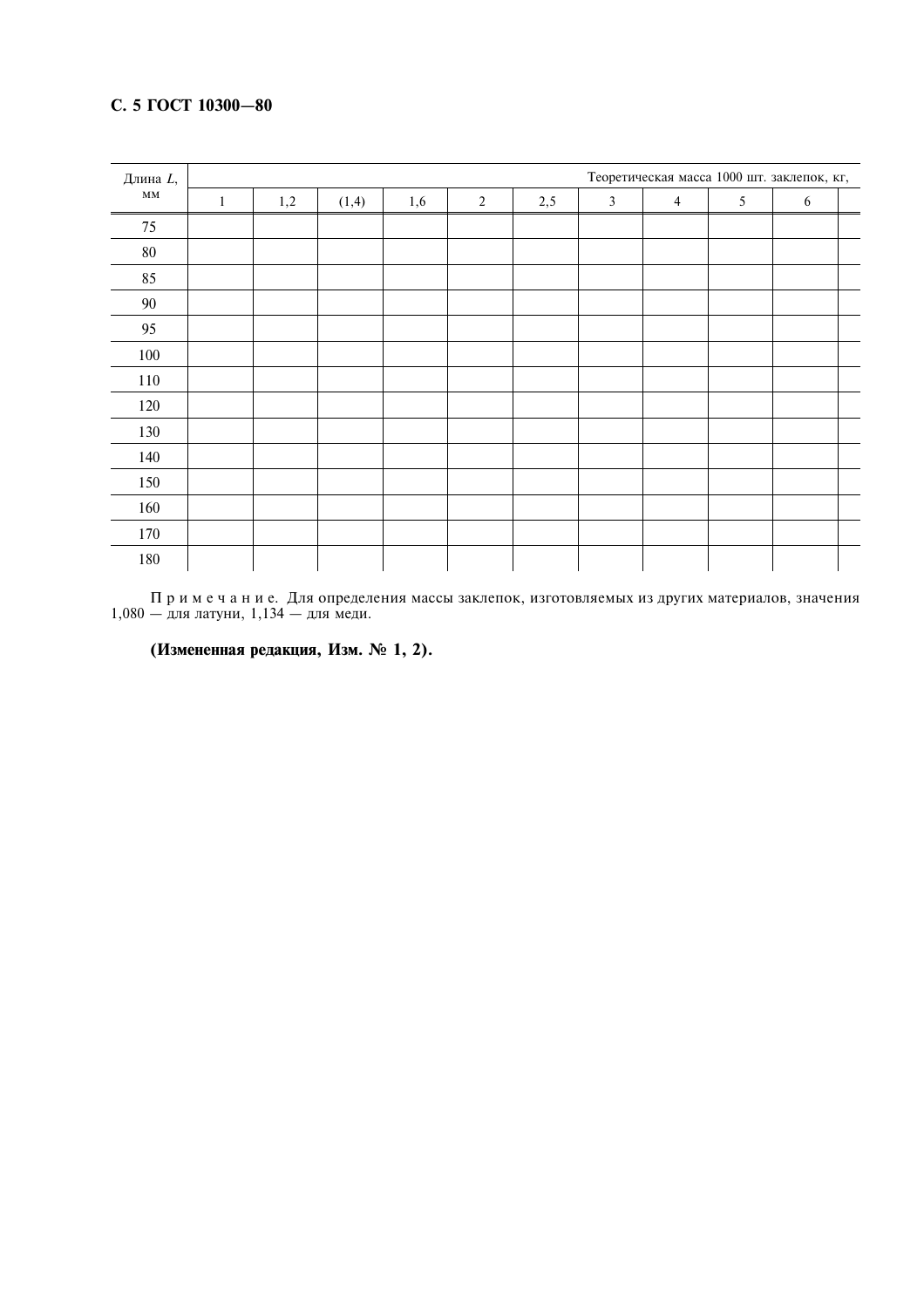| Длина $L$, мм | Теоретическая масса 1000 шт. заклепок, кг, | | | | | | | | | | |
|---|---|---|---|---|---|---|---|---|---|---|---|
| | 1 | 1,2 | (1,4) | 1,6 | 2 | 2,5 | 3 | 4 | 5 | 6 | |
| 75 | | | | | | | | | | | |
| 80 | | | | | | | | | | | |
| 85 | | | | | | | | | | | |
| 90 | | | | | | | | | | | |
| 95 | | | | | | | | | | | |
| 100 | | | | | | | | | | | |
| 110 | | | | | | | | | | | |
| 120 | | | | | | | | | | | |
| 130 | | | | | | | | | | | |
| 140 | | | | | | | | | | | |
| 150 | | | | | | | | | | | |
| 160 | | | | | | | | | | | |
| 170 | | | | | | | | | | | |
| 180 | | | | | | | | | | | |

П р и м е ч а н и е. Для определения массы заклепок, изготовляемых из других материалов, значения 1,080 — для латуни, 1,134 — для меди.

**(Измененная редакция, Изм. № 1, 2).**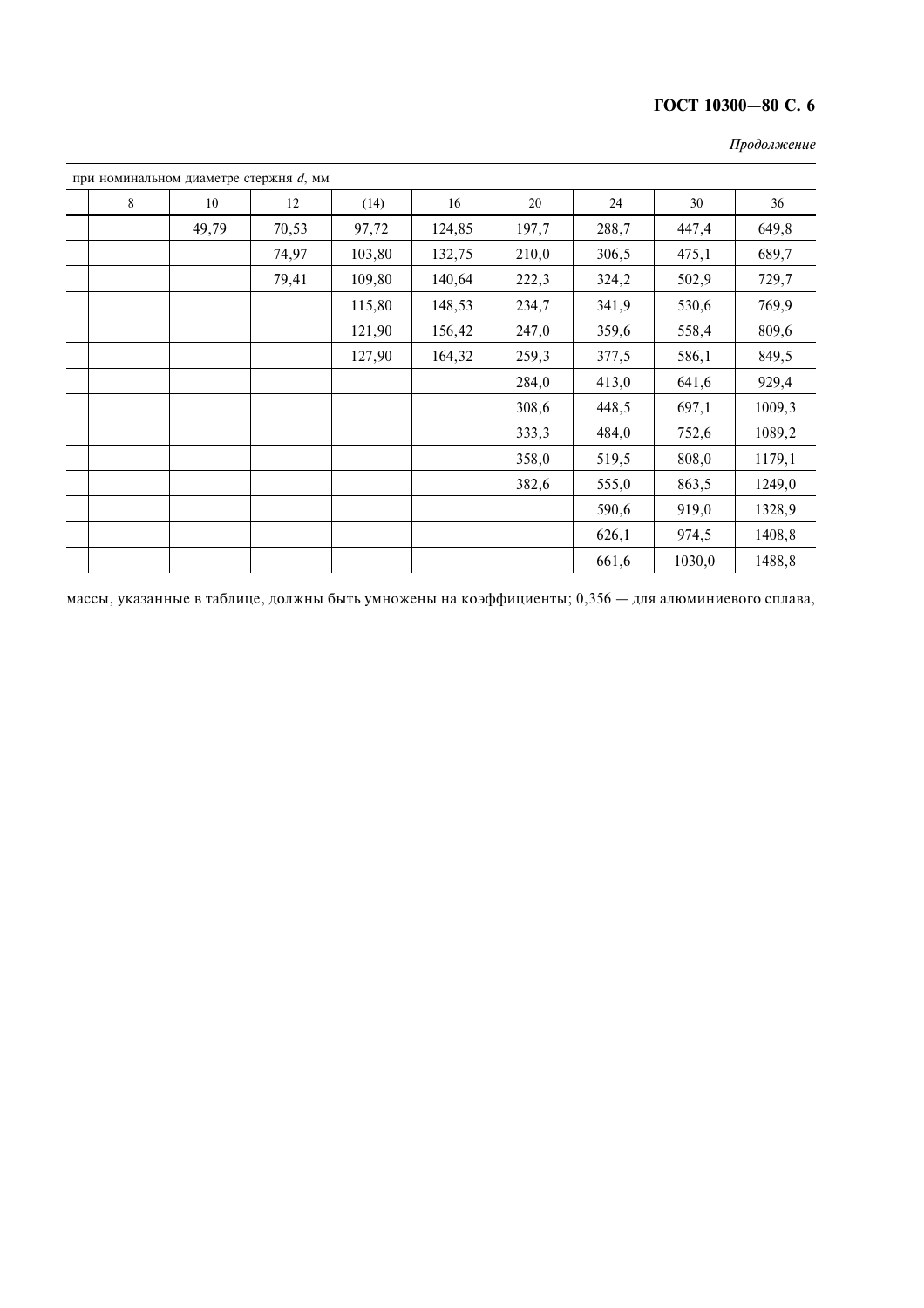*Продолжение*

| | при номинальном диаметре стержня *d*, мм | | | | | | | | |
|---|---|---|---|---|---|---|---|---|---|
| | 8 | 10 | 12 | (14) | 16 | 20 | 24 | 30 | 36 |
| | | 49,79 | 70,53 | 97,72 | 124,85 | 197,7 | 288,7 | 447,4 | 649,8 |
| | | | 74,97 | 103,80 | 132,75 | 210,0 | 306,5 | 475,1 | 689,7 |
| | | | 79,41 | 109,80 | 140,64 | 222,3 | 324,2 | 502,9 | 729,7 |
| | | | | 115,80 | 148,53 | 234,7 | 341,9 | 530,6 | 769,9 |
| | | | | 121,90 | 156,42 | 247,0 | 359,6 | 558,4 | 809,6 |
| | | | | 127,90 | 164,32 | 259,3 | 377,5 | 586,1 | 849,5 |
| | | | | | | 284,0 | 413,0 | 641,6 | 929,4 |
| | | | | | | 308,6 | 448,5 | 697,1 | 1009,3 |
| | | | | | | 333,3 | 484,0 | 752,6 | 1089,2 |
| | | | | | | 358,0 | 519,5 | 808,0 | 1179,1 |
| | | | | | | 382,6 | 555,0 | 863,5 | 1249,0 |
| | | | | | | | 590,6 | 919,0 | 1328,9 |
| | | | | | | | 626,1 | 974,5 | 1408,8 |
| | | | | | | | 661,6 | 1030,0 | 1488,8 |

массы, указанные в таблице, должны быть умножены на коэффициенты; 0,356 — для алюминиевого сплава,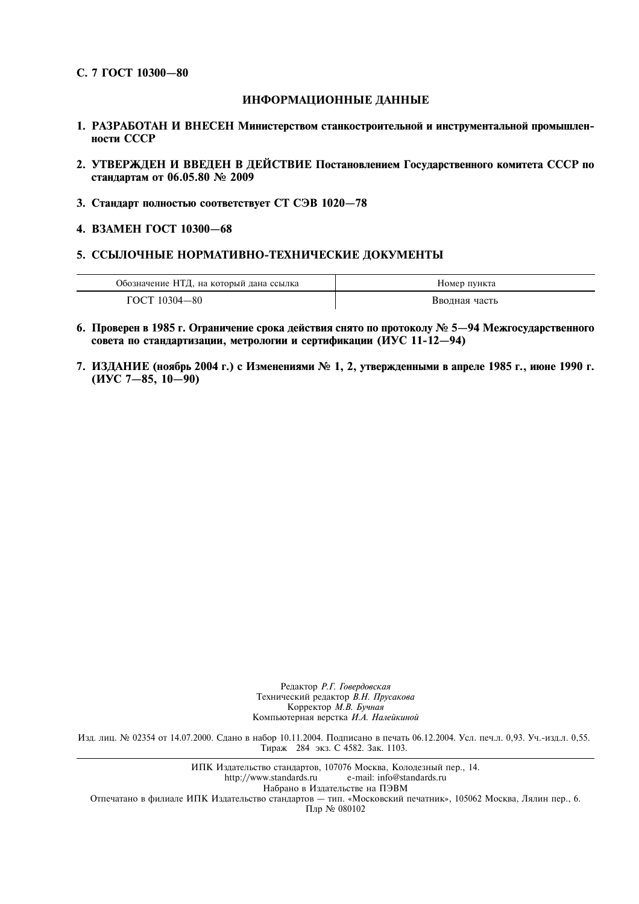## ИНФОРМАЦИОННЫЕ ДАННЫЕ

1. **РАЗРАБОТАН И ВНЕСЕН Министерством станкостроительной и инструментальной промышленности СССР**

2. **УТВЕРЖДЕН И ВВЕДЕН В ДЕЙСТВИЕ Постановлением Государственного комитета СССР по стандартам от 06.05.80 № 2009**

3. **Стандарт полностью соответствует СТ СЭВ 1020—78**

4. **ВЗАМЕН ГОСТ 10300—68**

5. **ССЫЛОЧНЫЕ НОРМАТИВНО-ТЕХНИЧЕСКИЕ ДОКУМЕНТЫ**

| Обозначение НТД, на который дана ссылка | Номер пункта |
|---|---|
| ГОСТ 10304—80 | Вводная часть |

6. **Проверен в 1985 г. Ограничение срока действия снято по протоколу № 5—94 Межгосударственного совета по стандартизации, метрологии и сертификации (ИУС 11-12—94)**

7. **ИЗДАНИЕ (ноябрь 2004 г.) с Изменениями № 1, 2, утвержденными в апреле 1985 г., июне 1990 г. (ИУС 7—85, 10—90)**

Редактор *Р.Г. Говердовская*
Технический редактор *В.Н. Прусакова*
Корректор *М.В. Бучная*
Компьютерная верстка *И.А. Налейкиной*

Изд. лиц. № 02354 от 14.07.2000. Сдано в набор 10.11.2004. Подписано в печать 06.12.2004. Усл. печ.л. 0,93. Уч.-изд.л. 0,55. Тираж 284 экз. С 4582. Зак. 1103.

ИПК Издательство стандартов, 107076 Москва, Колодезный пер., 14.
http://www.standards.ru e-mail: info@standards.ru
Набрано в Издательстве на ПЭВМ
Отпечатано в филиале ИПК Издательство стандартов — тип. «Московский печатник», 105062 Москва, Лялин пер., 6.
Плр № 080102